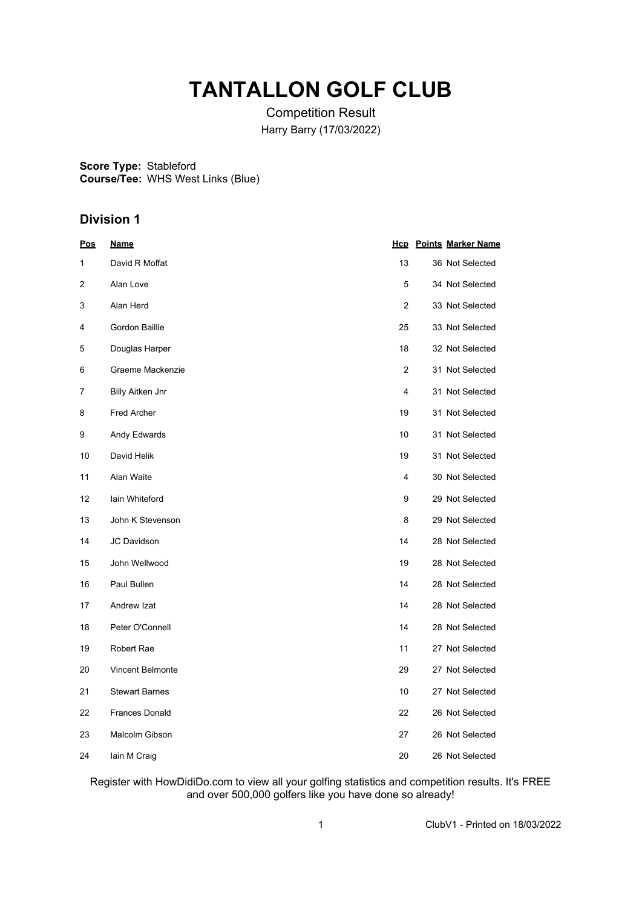# TANTALLON GOLF CLUB

Competition Result

Harry Barry (17/03/2022)

**Score Type:** Stableford
**Course/Tee:** WHS West Links (Blue)

## Division 1

| Pos | Name | Hcp | Points | Marker Name |
|---|---|---|---|---|
| 1 | David R Moffat | 13 | 36 | Not Selected |
| 2 | Alan Love | 5 | 34 | Not Selected |
| 3 | Alan Herd | 2 | 33 | Not Selected |
| 4 | Gordon Baillie | 25 | 33 | Not Selected |
| 5 | Douglas Harper | 18 | 32 | Not Selected |
| 6 | Graeme Mackenzie | 2 | 31 | Not Selected |
| 7 | Billy Aitken Jnr | 4 | 31 | Not Selected |
| 8 | Fred Archer | 19 | 31 | Not Selected |
| 9 | Andy Edwards | 10 | 31 | Not Selected |
| 10 | David Helik | 19 | 31 | Not Selected |
| 11 | Alan Waite | 4 | 30 | Not Selected |
| 12 | Iain Whiteford | 9 | 29 | Not Selected |
| 13 | John K Stevenson | 8 | 29 | Not Selected |
| 14 | JC Davidson | 14 | 28 | Not Selected |
| 15 | John Wellwood | 19 | 28 | Not Selected |
| 16 | Paul Bullen | 14 | 28 | Not Selected |
| 17 | Andrew Izat | 14 | 28 | Not Selected |
| 18 | Peter O'Connell | 14 | 28 | Not Selected |
| 19 | Robert Rae | 11 | 27 | Not Selected |
| 20 | Vincent Belmonte | 29 | 27 | Not Selected |
| 21 | Stewart Barnes | 10 | 27 | Not Selected |
| 22 | Frances Donald | 22 | 26 | Not Selected |
| 23 | Malcolm Gibson | 27 | 26 | Not Selected |
| 24 | Iain M Craig | 20 | 26 | Not Selected |

Register with HowDidiDo.com to view all your golfing statistics and competition results. It's FREE and over 500,000 golfers like you have done so already!

ClubV1 - Printed on 18/03/2022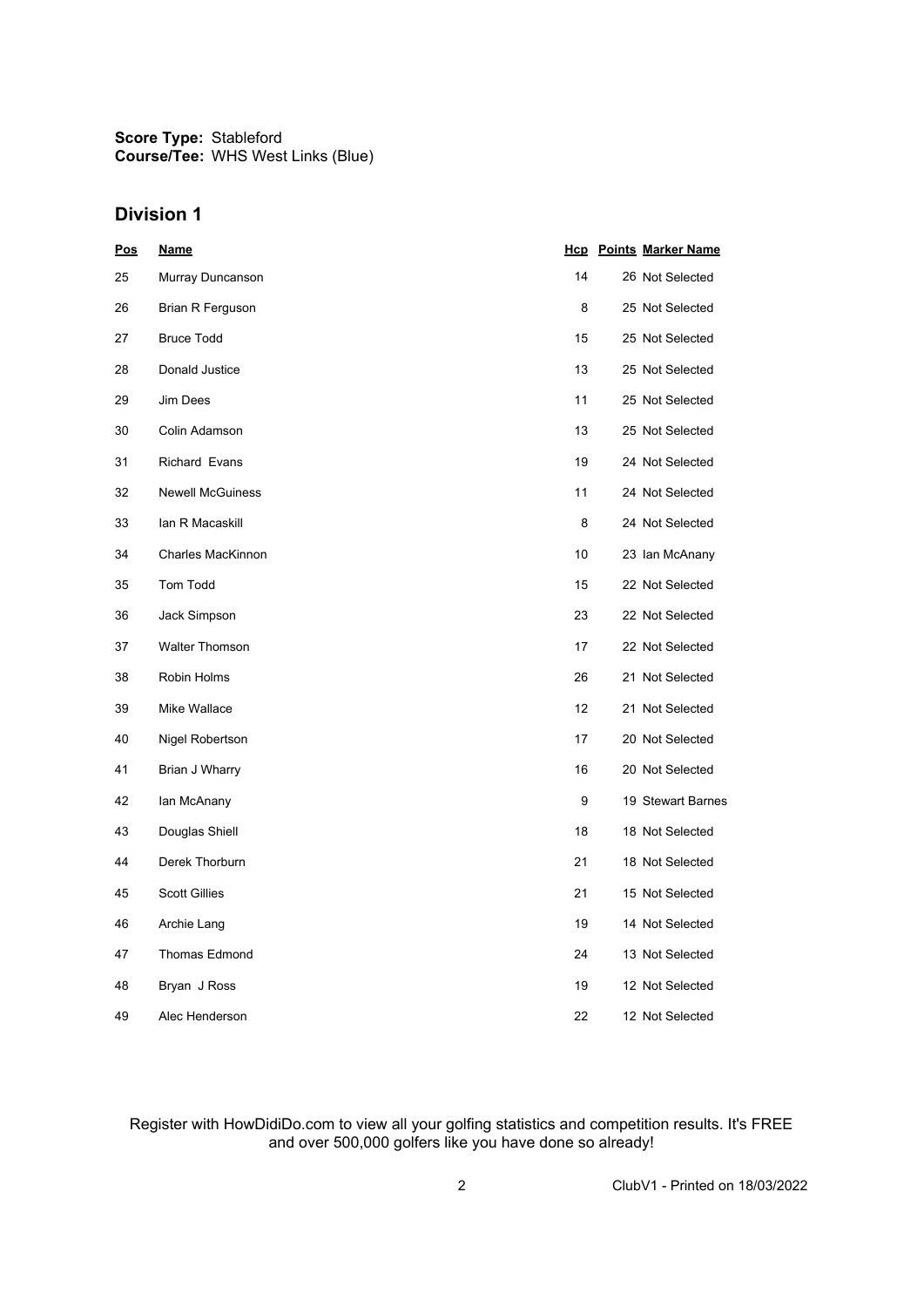**Score Type:** Stableford
**Course/Tee:** WHS West Links (Blue)

## Division 1

| Pos | Name | Hcp | Points | Marker Name |
|---|---|---|---|---|
| 25 | Murray Duncanson | 14 | 26 | Not Selected |
| 26 | Brian R Ferguson | 8 | 25 | Not Selected |
| 27 | Bruce Todd | 15 | 25 | Not Selected |
| 28 | Donald Justice | 13 | 25 | Not Selected |
| 29 | Jim Dees | 11 | 25 | Not Selected |
| 30 | Colin Adamson | 13 | 25 | Not Selected |
| 31 | Richard Evans | 19 | 24 | Not Selected |
| 32 | Newell McGuiness | 11 | 24 | Not Selected |
| 33 | Ian R Macaskill | 8 | 24 | Not Selected |
| 34 | Charles MacKinnon | 10 | 23 | Ian McAnany |
| 35 | Tom Todd | 15 | 22 | Not Selected |
| 36 | Jack Simpson | 23 | 22 | Not Selected |
| 37 | Walter Thomson | 17 | 22 | Not Selected |
| 38 | Robin Holms | 26 | 21 | Not Selected |
| 39 | Mike Wallace | 12 | 21 | Not Selected |
| 40 | Nigel Robertson | 17 | 20 | Not Selected |
| 41 | Brian J Wharry | 16 | 20 | Not Selected |
| 42 | Ian McAnany | 9 | 19 | Stewart Barnes |
| 43 | Douglas Shiell | 18 | 18 | Not Selected |
| 44 | Derek Thorburn | 21 | 18 | Not Selected |
| 45 | Scott Gillies | 21 | 15 | Not Selected |
| 46 | Archie Lang | 19 | 14 | Not Selected |
| 47 | Thomas Edmond | 24 | 13 | Not Selected |
| 48 | Bryan J Ross | 19 | 12 | Not Selected |
| 49 | Alec Henderson | 22 | 12 | Not Selected |

Register with HowDidiDo.com to view all your golfing statistics and competition results. It's FREE and over 500,000 golfers like you have done so already!

ClubV1 - Printed on 18/03/2022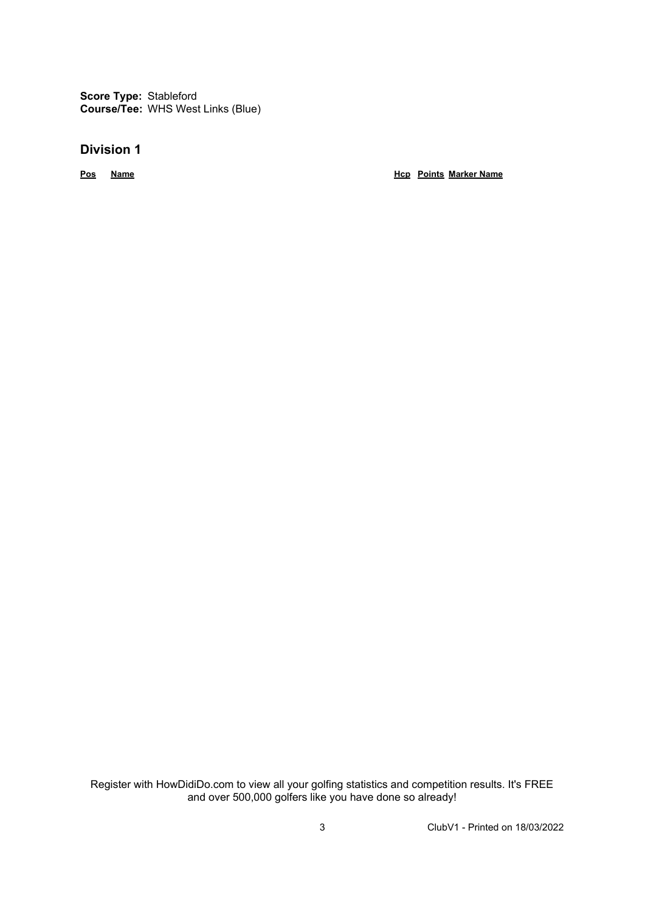**Score Type:** Stableford
**Course/Tee:** WHS West Links (Blue)

## Division 1

| Pos | Name | Hcp | Points | Marker Name |
|---|---|---|---|---|

Register with HowDidiDo.com to view all your golfing statistics and competition results. It's FREE and over 500,000 golfers like you have done so already!

ClubV1 - Printed on 18/03/2022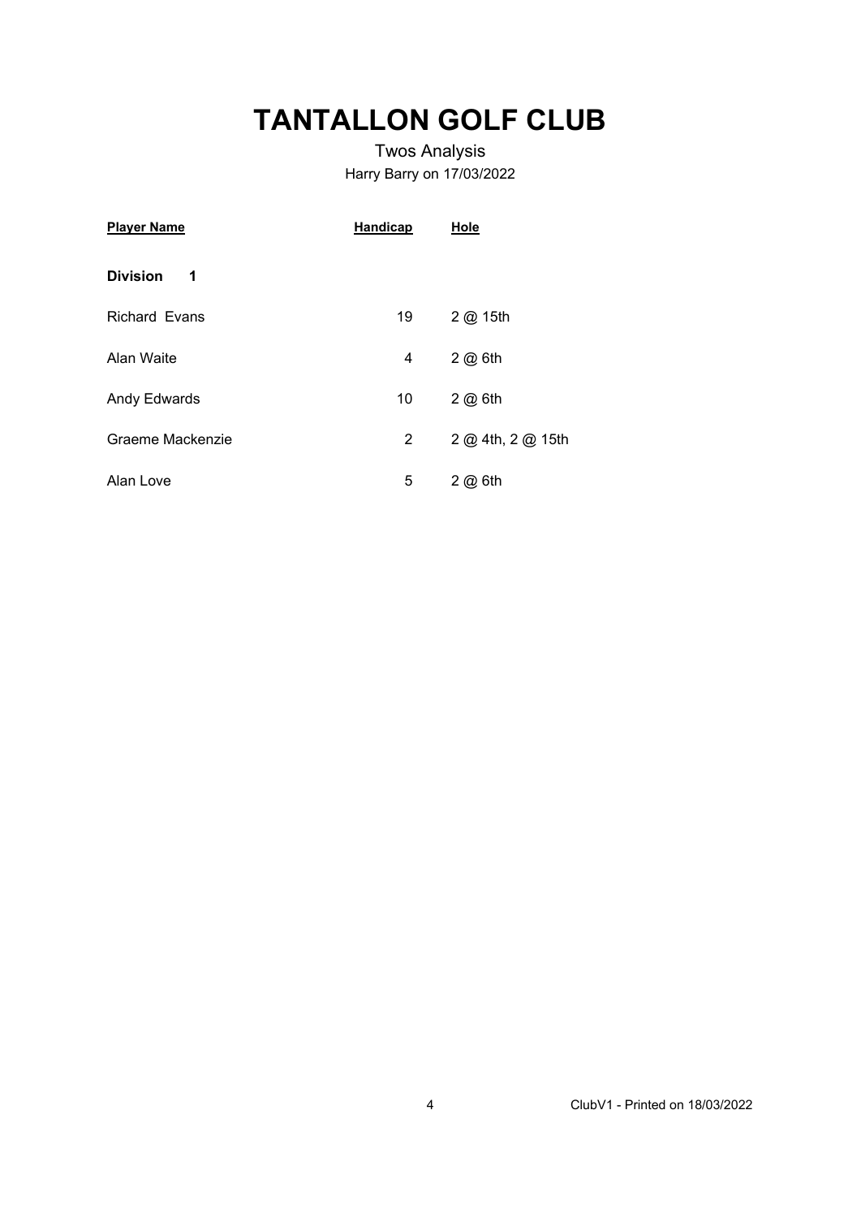# TANTALLON GOLF CLUB

Twos Analysis

Harry Barry on 17/03/2022

| Player Name | Handicap | Hole |
|---|---|---|
| **Division 1** | | |
| Richard Evans | 19 | 2 @ 15th |
| Alan Waite | 4 | 2 @ 6th |
| Andy Edwards | 10 | 2 @ 6th |
| Graeme Mackenzie | 2 | 2 @ 4th, 2 @ 15th |
| Alan Love | 5 | 2 @ 6th |

ClubV1 - Printed on 18/03/2022